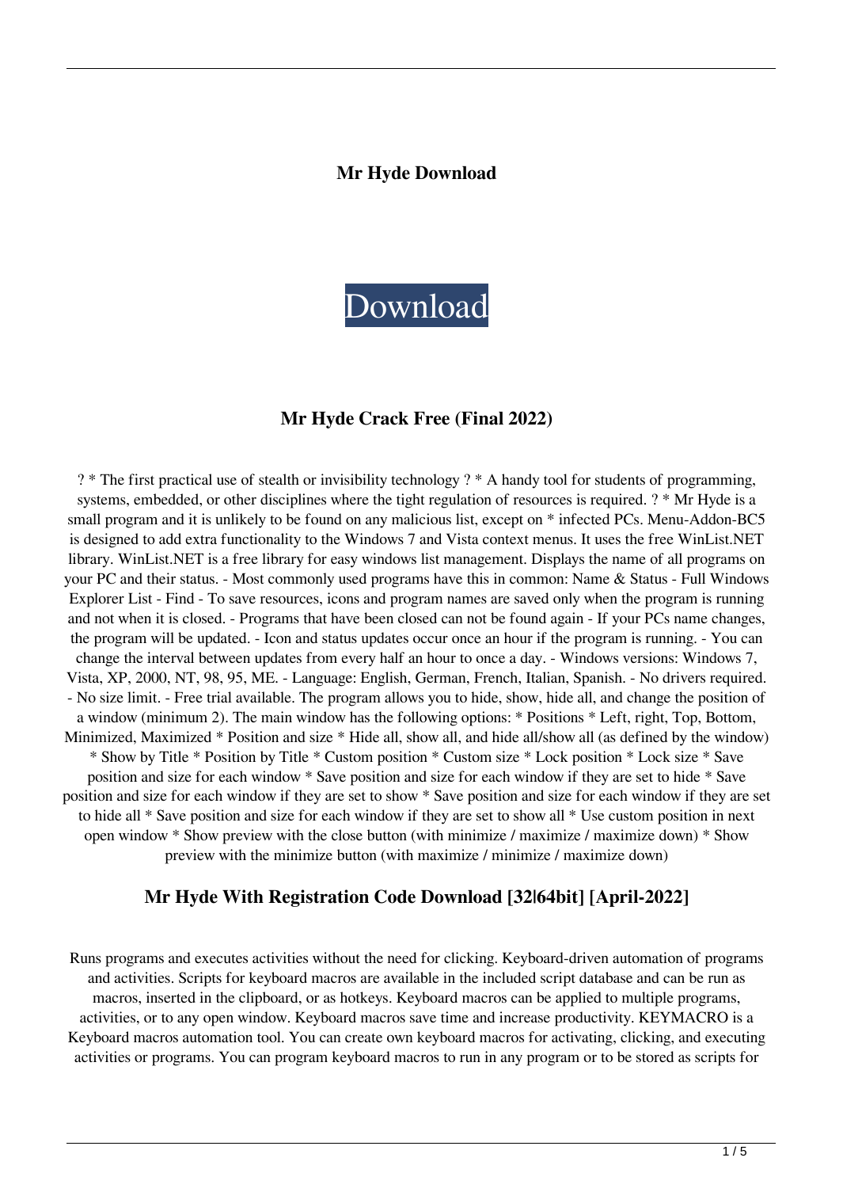# Mr Hyde Download

Download

## Mr Hyde Crack Free (Final 2022)

? * The first practical use of stealth or invisibility technology ? * A handy tool for students of programming, systems, embedded, or other disciplines where the tight regulation of resources is required. ? * Mr Hyde is a small program and it is unlikely to be found on any malicious list, except on * infected PCs. Menu-Addon-BC5 is designed to add extra functionality to the Windows 7 and Vista context menus. It uses the free WinList.NET library. WinList.NET is a free library for easy windows list management. Displays the name of all programs on your PC and their status. - Most commonly used programs have this in common: Name & Status - Full Windows Explorer List - Find - To save resources, icons and program names are saved only when the program is running and not when it is closed. - Programs that have been closed can not be found again - If your PCs name changes, the program will be updated. - Icon and status updates occur once an hour if the program is running. - You can change the interval between updates from every half an hour to once a day. - Windows versions: Windows 7, Vista, XP, 2000, NT, 98, 95, ME. - Language: English, German, French, Italian, Spanish. - No drivers required. - No size limit. - Free trial available. The program allows you to hide, show, hide all, and change the position of a window (minimum 2). The main window has the following options: * Positions * Left, right, Top, Bottom, Minimized, Maximized * Position and size * Hide all, show all, and hide all/show all (as defined by the window) * Show by Title * Position by Title * Custom position * Custom size * Lock position * Lock size * Save position and size for each window * Save position and size for each window if they are set to hide * Save position and size for each window if they are set to show * Save position and size for each window if they are set to hide all * Save position and size for each window if they are set to show all * Use custom position in next open window * Show preview with the close button (with minimize / maximize / maximize down) * Show preview with the minimize button (with maximize / minimize / maximize down)

## Mr Hyde With Registration Code Download [32|64bit] [April-2022]

Runs programs and executes activities without the need for clicking. Keyboard-driven automation of programs and activities. Scripts for keyboard macros are available in the included script database and can be run as macros, inserted in the clipboard, or as hotkeys. Keyboard macros can be applied to multiple programs, activities, or to any open window. Keyboard macros save time and increase productivity. KEYMACRO is a Keyboard macros automation tool. You can create own keyboard macros for activating, clicking, and executing activities or programs. You can program keyboard macros to run in any program or to be stored as scripts for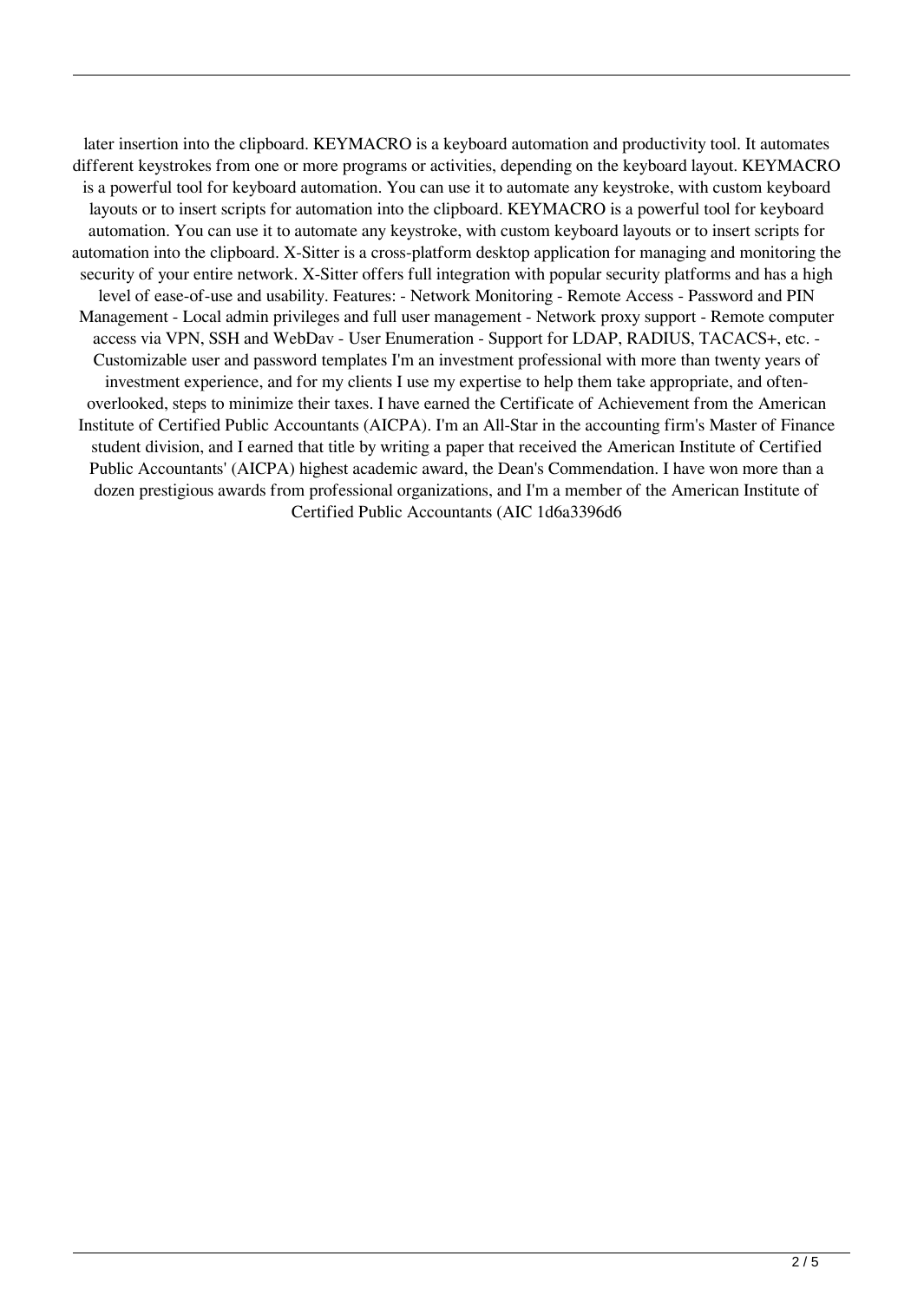later insertion into the clipboard. KEYMACRO is a keyboard automation and productivity tool. It automates different keystrokes from one or more programs or activities, depending on the keyboard layout. KEYMACRO is a powerful tool for keyboard automation. You can use it to automate any keystroke, with custom keyboard layouts or to insert scripts for automation into the clipboard. KEYMACRO is a powerful tool for keyboard automation. You can use it to automate any keystroke, with custom keyboard layouts or to insert scripts for automation into the clipboard. X-Sitter is a cross-platform desktop application for managing and monitoring the security of your entire network. X-Sitter offers full integration with popular security platforms and has a high level of ease-of-use and usability. Features: - Network Monitoring - Remote Access - Password and PIN Management - Local admin privileges and full user management - Network proxy support - Remote computer access via VPN, SSH and WebDav - User Enumeration - Support for LDAP, RADIUS, TACACS+, etc. - Customizable user and password templates I'm an investment professional with more than twenty years of investment experience, and for my clients I use my expertise to help them take appropriate, and often-overlooked, steps to minimize their taxes. I have earned the Certificate of Achievement from the American Institute of Certified Public Accountants (AICPA). I'm an All-Star in the accounting firm's Master of Finance student division, and I earned that title by writing a paper that received the American Institute of Certified Public Accountants' (AICPA) highest academic award, the Dean's Commendation. I have won more than a dozen prestigious awards from professional organizations, and I'm a member of the American Institute of Certified Public Accountants (AIC 1d6a3396d6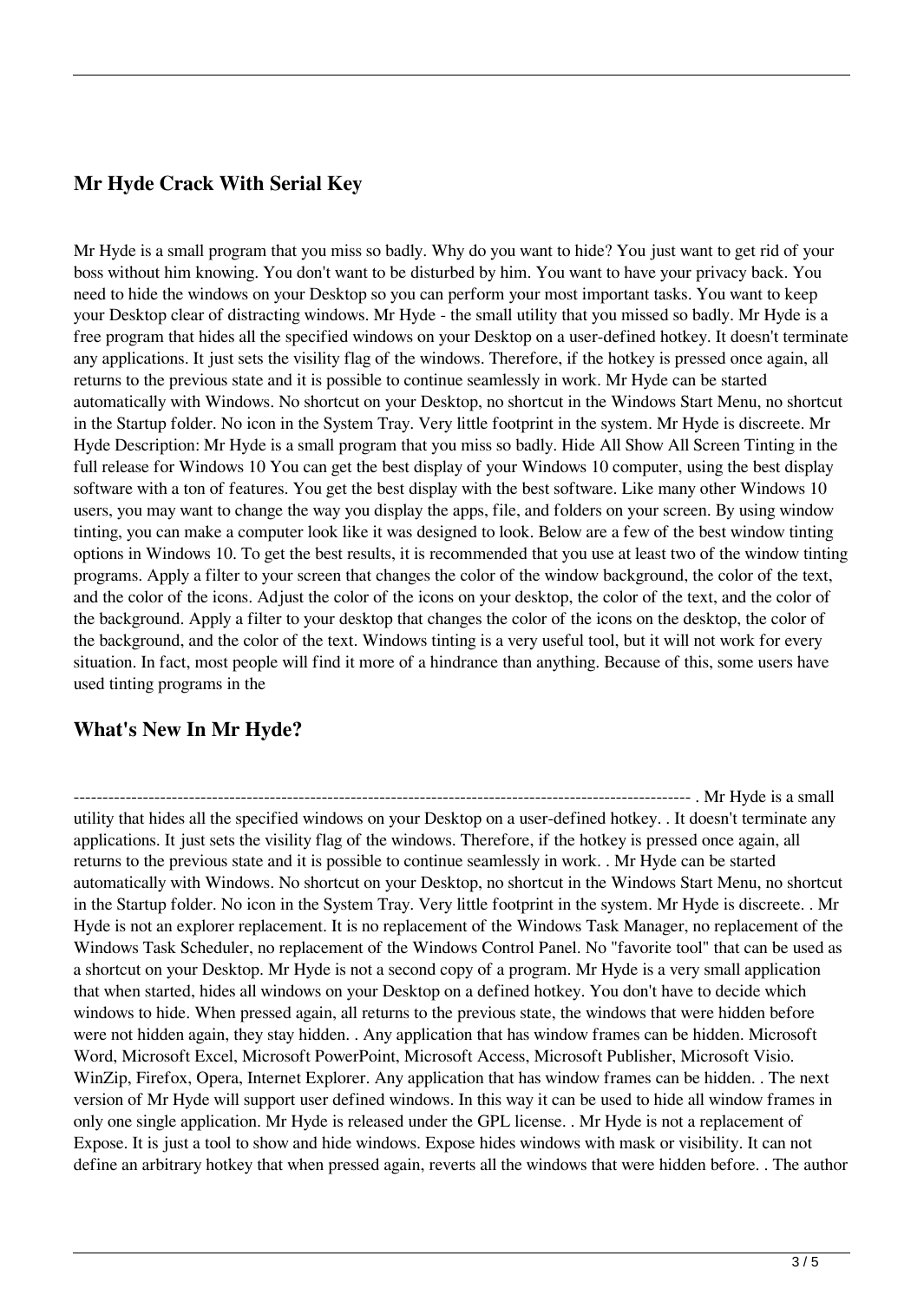## Mr Hyde Crack With Serial Key

Mr Hyde is a small program that you miss so badly. Why do you want to hide? You just want to get rid of your boss without him knowing. You don't want to be disturbed by him. You want to have your privacy back. You need to hide the windows on your Desktop so you can perform your most important tasks. You want to keep your Desktop clear of distracting windows. Mr Hyde - the small utility that you missed so badly. Mr Hyde is a free program that hides all the specified windows on your Desktop on a user-defined hotkey. It doesn't terminate any applications. It just sets the visility flag of the windows. Therefore, if the hotkey is pressed once again, all returns to the previous state and it is possible to continue seamlessly in work. Mr Hyde can be started automatically with Windows. No shortcut on your Desktop, no shortcut in the Windows Start Menu, no shortcut in the Startup folder. No icon in the System Tray. Very little footprint in the system. Mr Hyde is discreete. Mr Hyde Description: Mr Hyde is a small program that you miss so badly. Hide All Show All Screen Tinting in the full release for Windows 10 You can get the best display of your Windows 10 computer, using the best display software with a ton of features. You get the best display with the best software. Like many other Windows 10 users, you may want to change the way you display the apps, file, and folders on your screen. By using window tinting, you can make a computer look like it was designed to look. Below are a few of the best window tinting options in Windows 10. To get the best results, it is recommended that you use at least two of the window tinting programs. Apply a filter to your screen that changes the color of the window background, the color of the text, and the color of the icons. Adjust the color of the icons on your desktop, the color of the text, and the color of the background. Apply a filter to your desktop that changes the color of the icons on the desktop, the color of the background, and the color of the text. Windows tinting is a very useful tool, but it will not work for every situation. In fact, most people will find it more of a hindrance than anything. Because of this, some users have used tinting programs in the

## What's New In Mr Hyde?

------------------------------------------------------------------------------------------------------------ . Mr Hyde is a small utility that hides all the specified windows on your Desktop on a user-defined hotkey. . It doesn't terminate any applications. It just sets the visility flag of the windows. Therefore, if the hotkey is pressed once again, all returns to the previous state and it is possible to continue seamlessly in work. . Mr Hyde can be started automatically with Windows. No shortcut on your Desktop, no shortcut in the Windows Start Menu, no shortcut in the Startup folder. No icon in the System Tray. Very little footprint in the system. Mr Hyde is discreete. . Mr Hyde is not an explorer replacement. It is no replacement of the Windows Task Manager, no replacement of the Windows Task Scheduler, no replacement of the Windows Control Panel. No "favorite tool" that can be used as a shortcut on your Desktop. Mr Hyde is not a second copy of a program. Mr Hyde is a very small application that when started, hides all windows on your Desktop on a defined hotkey. You don't have to decide which windows to hide. When pressed again, all returns to the previous state, the windows that were hidden before were not hidden again, they stay hidden. . Any application that has window frames can be hidden. Microsoft Word, Microsoft Excel, Microsoft PowerPoint, Microsoft Access, Microsoft Publisher, Microsoft Visio. WinZip, Firefox, Opera, Internet Explorer. Any application that has window frames can be hidden. . The next version of Mr Hyde will support user defined windows. In this way it can be used to hide all window frames in only one single application. Mr Hyde is released under the GPL license. . Mr Hyde is not a replacement of Expose. It is just a tool to show and hide windows. Expose hides windows with mask or visibility. It can not define an arbitrary hotkey that when pressed again, reverts all the windows that were hidden before. . The author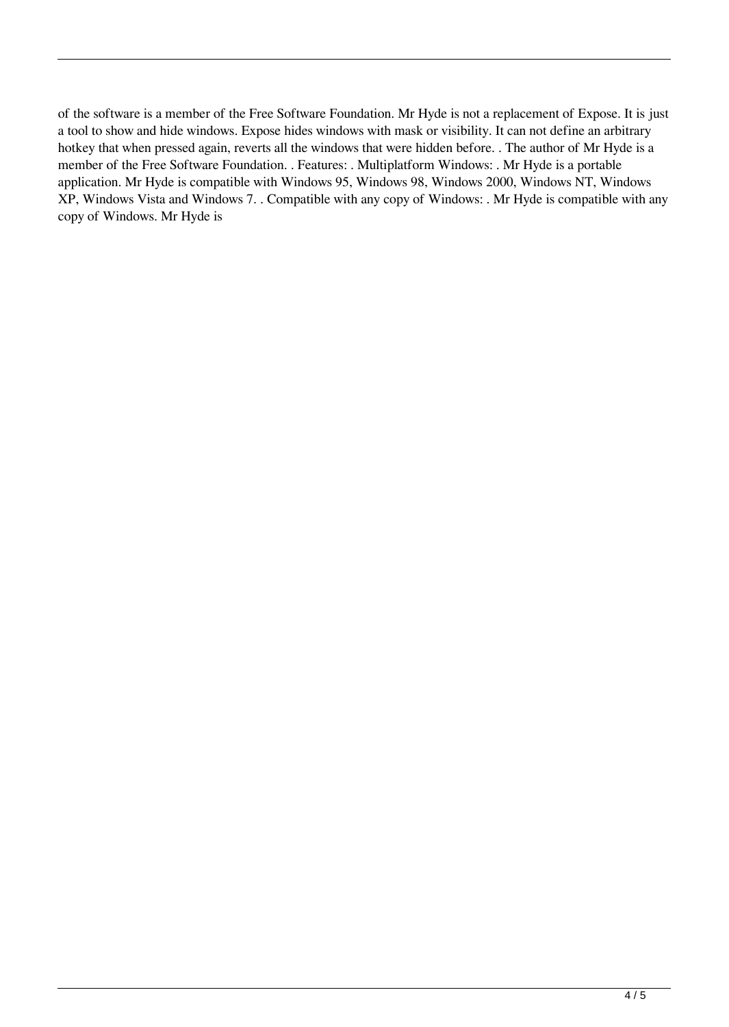of the software is a member of the Free Software Foundation. Mr Hyde is not a replacement of Expose. It is just a tool to show and hide windows. Expose hides windows with mask or visibility. It can not define an arbitrary hotkey that when pressed again, reverts all the windows that were hidden before. . The author of Mr Hyde is a member of the Free Software Foundation. . Features: . Multiplatform Windows: . Mr Hyde is a portable application. Mr Hyde is compatible with Windows 95, Windows 98, Windows 2000, Windows NT, Windows XP, Windows Vista and Windows 7. . Compatible with any copy of Windows: . Mr Hyde is compatible with any copy of Windows. Mr Hyde is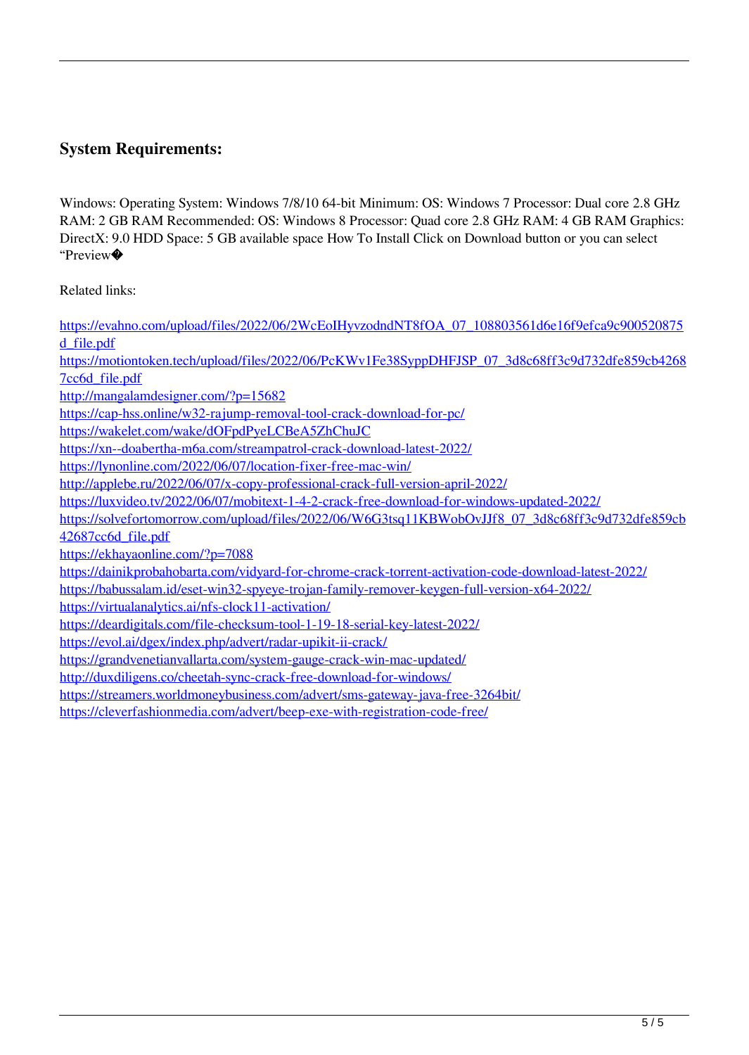## System Requirements:

Windows: Operating System: Windows 7/8/10 64-bit Minimum: OS: Windows 7 Processor: Dual core 2.8 GHz RAM: 2 GB RAM Recommended: OS: Windows 8 Processor: Quad core 2.8 GHz RAM: 4 GB RAM Graphics: DirectX: 9.0 HDD Space: 5 GB available space How To Install Click on Download button or you can select "Preview�

Related links:

https://evahno.com/upload/files/2022/06/2WcEoIHyvzodndNT8fOA_07_108803561d6e16f9efca9c900520875d_file.pdf
https://motiontoken.tech/upload/files/2022/06/PcKWv1Fe38SyppDHFJSP_07_3d8c68ff3c9d732dfe859cb42687cc6d_file.pdf
http://mangalamdesigner.com/?p=15682
https://cap-hss.online/w32-rajump-removal-tool-crack-download-for-pc/
https://wakelet.com/wake/dOFpdPyeLCBeA5ZhChuJC
https://xn--doabertha-m6a.com/streampatrol-crack-download-latest-2022/
https://lynonline.com/2022/06/07/location-fixer-free-mac-win/
http://applebe.ru/2022/06/07/x-copy-professional-crack-full-version-april-2022/
https://luxvideo.tv/2022/06/07/mobitext-1-4-2-crack-free-download-for-windows-updated-2022/
https://solvefortomorrow.com/upload/files/2022/06/W6G3tsq11KBWobOvJJf8_07_3d8c68ff3c9d732dfe859cb42687cc6d_file.pdf
https://ekhayaonline.com/?p=7088
https://dainikprobahobarta.com/vidyard-for-chrome-crack-torrent-activation-code-download-latest-2022/
https://babussalam.id/eset-win32-spyeye-trojan-family-remover-keygen-full-version-x64-2022/
https://virtualanalytics.ai/nfs-clock11-activation/
https://deardigitals.com/file-checksum-tool-1-19-18-serial-key-latest-2022/
https://evol.ai/dgex/index.php/advert/radar-upikit-ii-crack/
https://grandvenetianvallarta.com/system-gauge-crack-win-mac-updated/
http://duxdiligens.co/cheetah-sync-crack-free-download-for-windows/
https://streamers.worldmoneybusiness.com/advert/sms-gateway-java-free-3264bit/
https://cleverfashionmedia.com/advert/beep-exe-with-registration-code-free/